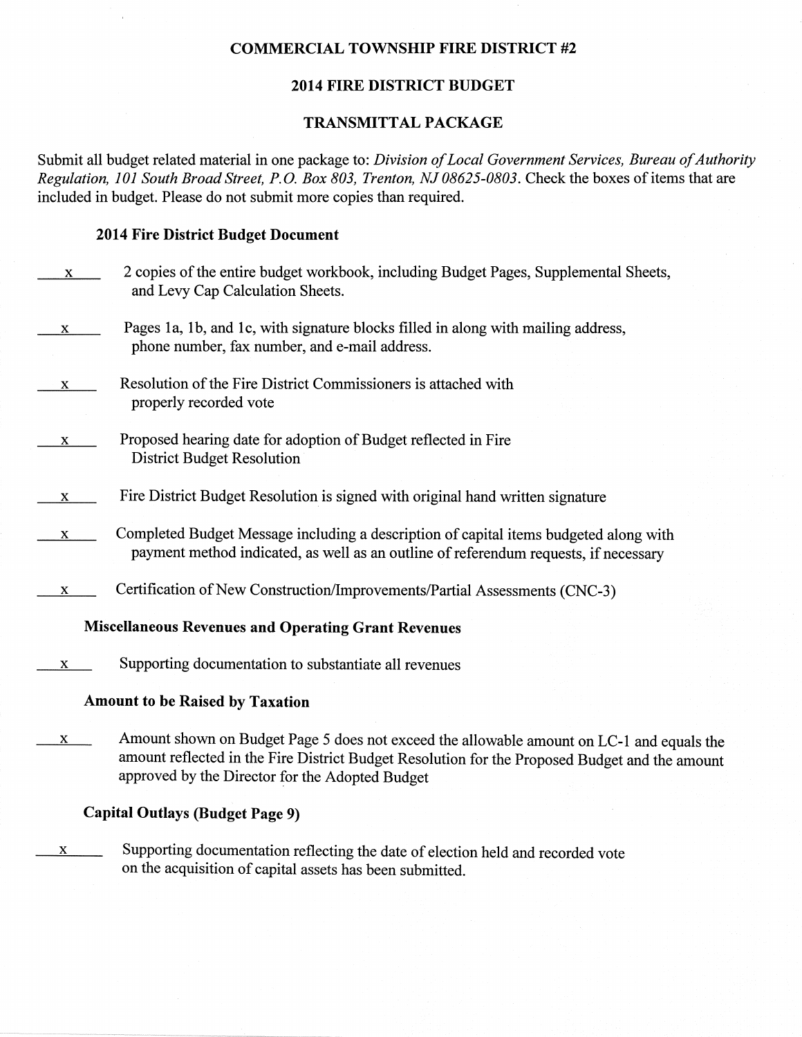**COMMERCIAL TOWNSHIP FIRE DISTRICT #2**

**2014 FIRE DISTRICT BUDGET**

**TRANSMITTAL PACKAGE**

Submit all budget related material in one package to: *Division of Local Government Services, Bureau of Authority Regulation, 101 South Broad Street, P.O. Box 803, Trenton, NJ 08625-0803*. Check the boxes of items that are included in budget. Please do not submit more copies than required.

### 2014 Fire District Budget Document

\_\_x\_\_ 2 copies of the entire budget workbook, including Budget Pages, Supplemental Sheets, and Levy Cap Calculation Sheets.

\_\_x\_\_ Pages 1a, 1b, and 1c, with signature blocks filled in along with mailing address, phone number, fax number, and e-mail address.

\_\_x\_\_ Resolution of the Fire District Commissioners is attached with properly recorded vote

\_\_x\_\_ Proposed hearing date for adoption of Budget reflected in Fire District Budget Resolution

\_\_x\_\_ Fire District Budget Resolution is signed with original hand written signature

\_\_x\_\_ Completed Budget Message including a description of capital items budgeted along with payment method indicated, as well as an outline of referendum requests, if necessary

\_\_x\_\_ Certification of New Construction/Improvements/Partial Assessments (CNC-3)

### Miscellaneous Revenues and Operating Grant Revenues

\_\_x\_\_ Supporting documentation to substantiate all revenues

### Amount to be Raised by Taxation

\_\_x\_\_ Amount shown on Budget Page 5 does not exceed the allowable amount on LC-1 and equals the amount reflected in the Fire District Budget Resolution for the Proposed Budget and the amount approved by the Director for the Adopted Budget

### Capital Outlays (Budget Page 9)

\_\_x\_\_ Supporting documentation reflecting the date of election held and recorded vote on the acquisition of capital assets has been submitted.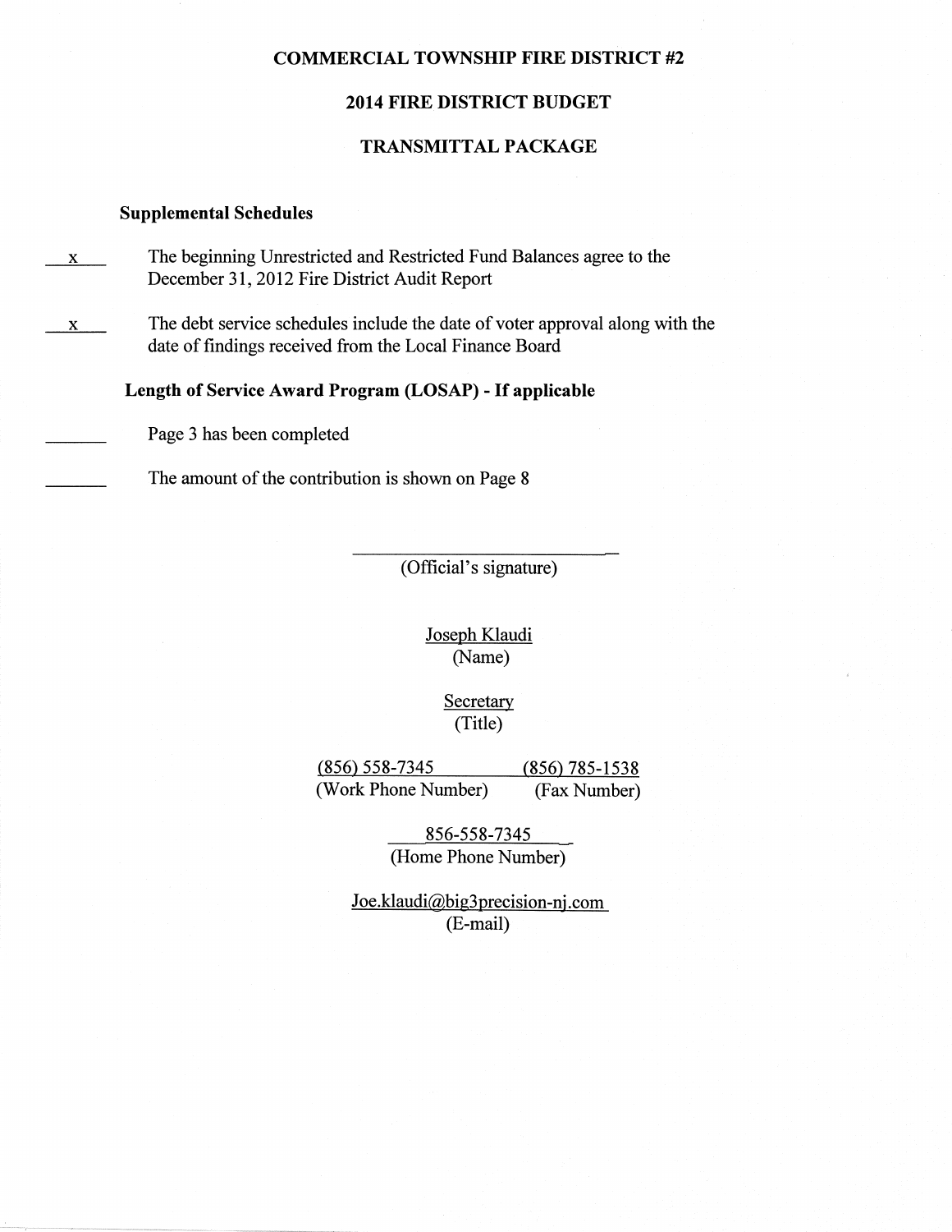# COMMERCIAL TOWNSHIP FIRE DISTRICT #2

## 2014 FIRE DISTRICT BUDGET

## TRANSMITTAL PACKAGE

**Supplemental Schedules**

\_\_x\_\_ The beginning Unrestricted and Restricted Fund Balances agree to the December 31, 2012 Fire District Audit Report

\_\_x\_\_ The debt service schedules include the date of voter approval along with the date of findings received from the Local Finance Board

**Length of Service Award Program (LOSAP) - If applicable**

\_\_\_\_\_\_ Page 3 has been completed

\_\_\_\_\_\_ The amount of the contribution is shown on Page 8

\_\_\_\_\_\_\_\_\_\_\_\_\_\_\_\_\_\_\_\_\_\_\_\_\_\_\_\_
(Official's signature)

Joseph Klaudi
(Name)

Secretary
(Title)

(856) 558-7345 (Work Phone Number)

(856) 785-1538 (Fax Number)

856-558-7345
(Home Phone Number)

Joe.klaudi@big3precision-nj.com
(E-mail)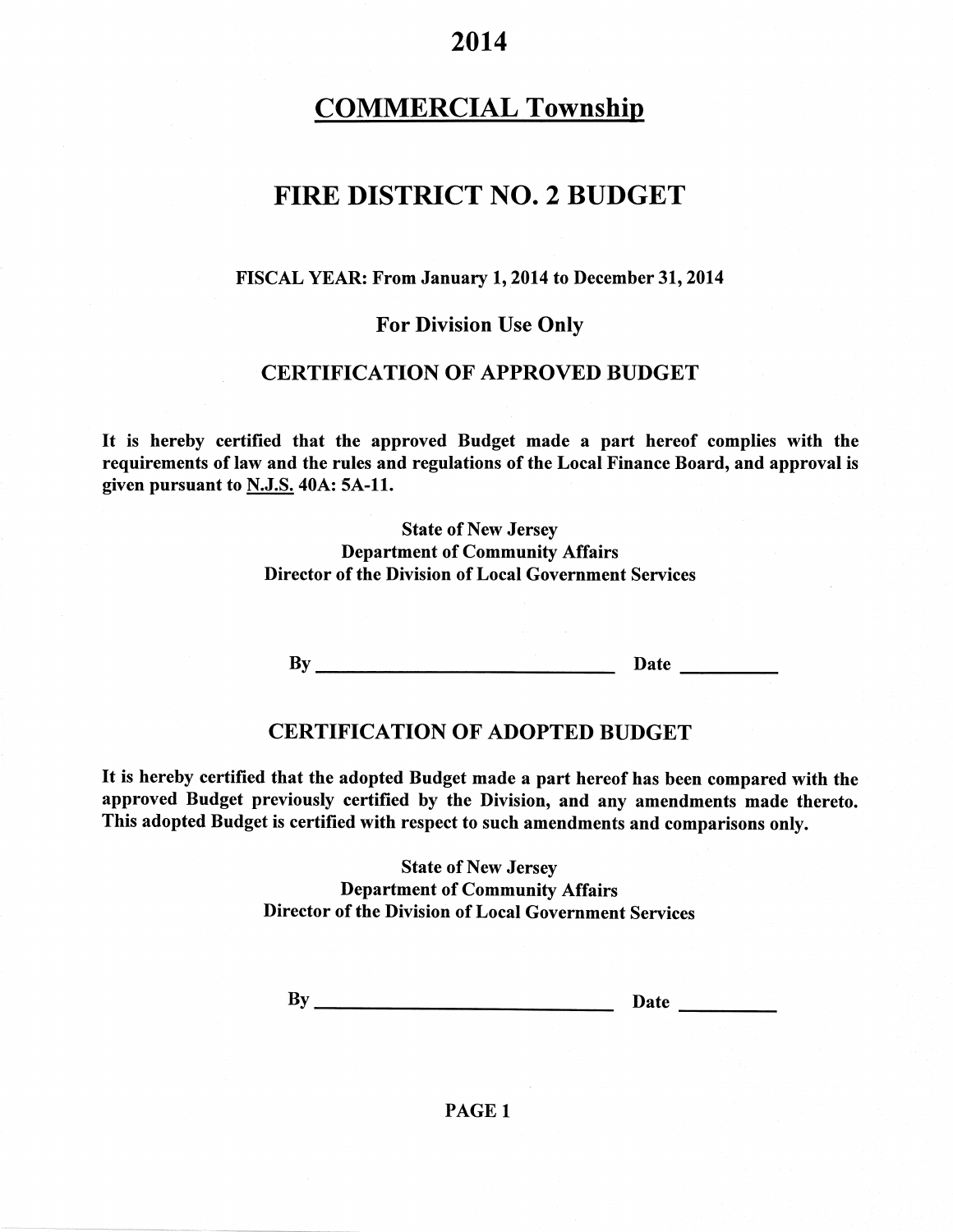# 2014

# COMMERCIAL Township

# FIRE DISTRICT NO. 2 BUDGET

**FISCAL YEAR: From January 1, 2014 to December 31, 2014**

**For Division Use Only**

## CERTIFICATION OF APPROVED BUDGET

**It is hereby certified that the approved Budget made a part hereof complies with the requirements of law and the rules and regulations of the Local Finance Board, and approval is given pursuant to N.J.S. 40A: 5A-11.**

**State of New Jersey**
**Department of Community Affairs**
**Director of the Division of Local Government Services**

**By \_\_\_\_\_\_\_\_\_\_\_\_\_\_\_\_\_\_\_\_\_\_\_\_\_\_\_\_\_\_ Date \_\_\_\_\_\_\_\_\_\_**

## CERTIFICATION OF ADOPTED BUDGET

**It is hereby certified that the adopted Budget made a part hereof has been compared with the approved Budget previously certified by the Division, and any amendments made thereto. This adopted Budget is certified with respect to such amendments and comparisons only.**

**State of New Jersey**
**Department of Community Affairs**
**Director of the Division of Local Government Services**

**By \_\_\_\_\_\_\_\_\_\_\_\_\_\_\_\_\_\_\_\_\_\_\_\_\_\_\_\_\_\_ Date \_\_\_\_\_\_\_\_\_\_**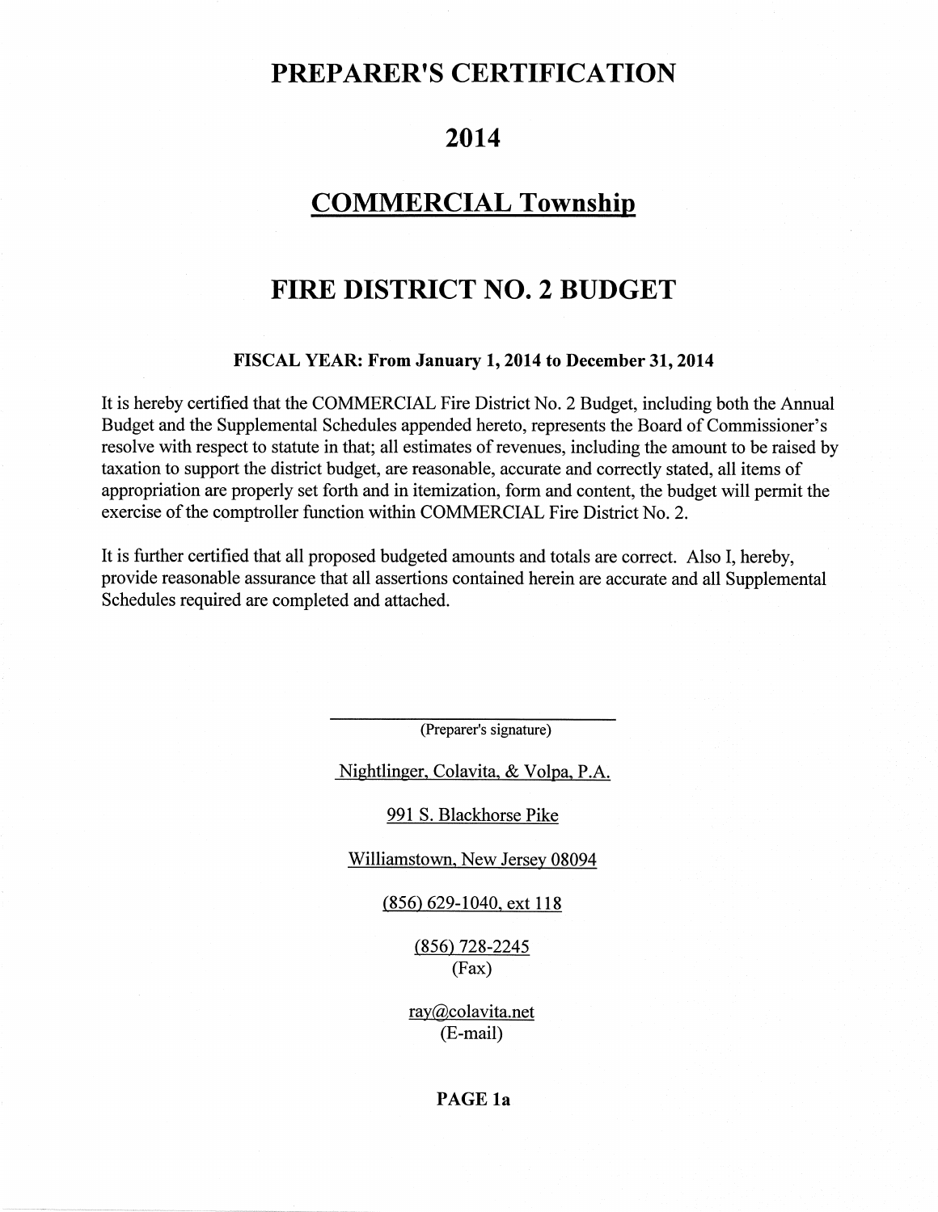# PREPARER'S CERTIFICATION

# 2014

# COMMERCIAL Township

# FIRE DISTRICT NO. 2 BUDGET

**FISCAL YEAR: From January 1, 2014 to December 31, 2014**

It is hereby certified that the COMMERCIAL Fire District No. 2 Budget, including both the Annual Budget and the Supplemental Schedules appended hereto, represents the Board of Commissioner's resolve with respect to statute in that; all estimates of revenues, including the amount to be raised by taxation to support the district budget, are reasonable, accurate and correctly stated, all items of appropriation are properly set forth and in itemization, form and content, the budget will permit the exercise of the comptroller function within COMMERCIAL Fire District No. 2.

It is further certified that all proposed budgeted amounts and totals are correct. Also I, hereby, provide reasonable assurance that all assertions contained herein are accurate and all Supplemental Schedules required are completed and attached.

______________________________
(Preparer's signature)

Nightlinger, Colavita, & Volpa, P.A.

991 S. Blackhorse Pike

Williamstown, New Jersey 08094

(856) 629-1040, ext 118

(856) 728-2245
(Fax)

ray@colavita.net
(E-mail)

**PAGE 1a**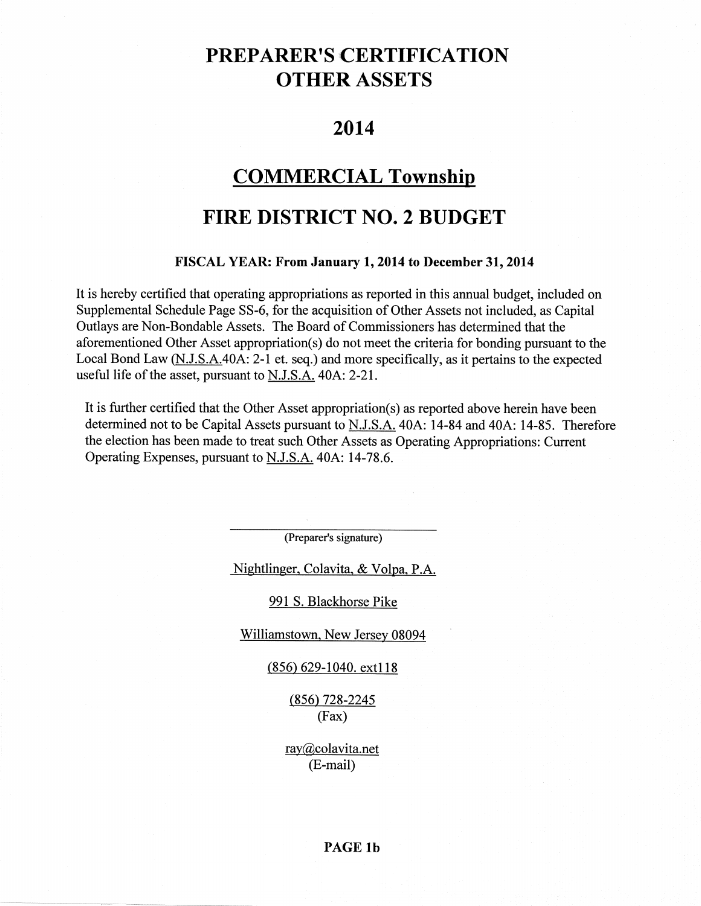# PREPARER'S CERTIFICATION OTHER ASSETS

# 2014

# COMMERCIAL Township

# FIRE DISTRICT NO. 2 BUDGET

**FISCAL YEAR: From January 1, 2014 to December 31, 2014**

It is hereby certified that operating appropriations as reported in this annual budget, included on Supplemental Schedule Page SS-6, for the acquisition of Other Assets not included, as Capital Outlays are Non-Bondable Assets. The Board of Commissioners has determined that the aforementioned Other Asset appropriation(s) do not meet the criteria for bonding pursuant to the Local Bond Law (N.J.S.A.40A: 2-1 et. seq.) and more specifically, as it pertains to the expected useful life of the asset, pursuant to N.J.S.A. 40A: 2-21.

It is further certified that the Other Asset appropriation(s) as reported above herein have been determined not to be Capital Assets pursuant to N.J.S.A. 40A: 14-84 and 40A: 14-85. Therefore the election has been made to treat such Other Assets as Operating Appropriations: Current Operating Expenses, pursuant to N.J.S.A. 40A: 14-78.6.

\_\_\_\_\_\_\_\_\_\_\_\_\_\_\_\_\_\_\_\_\_\_\_\_\_\_\_\_\_\_

(Preparer's signature)

Nightlinger, Colavita, & Volpa, P.A.

991 S. Blackhorse Pike

Williamstown, New Jersey 08094

(856) 629-1040. ext118

(856) 728-2245
(Fax)

ray@colavita.net
(E-mail)

**PAGE 1b**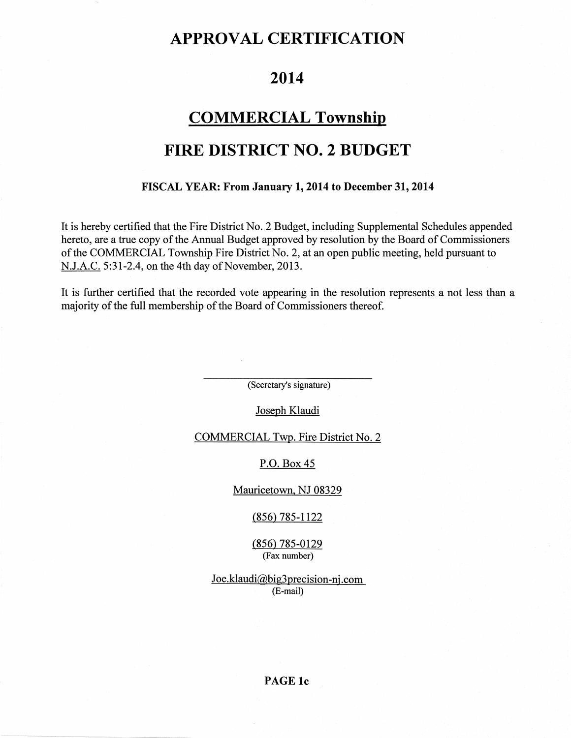# APPROVAL CERTIFICATION

# 2014

# COMMERCIAL Township

# FIRE DISTRICT NO. 2 BUDGET

**FISCAL YEAR: From January 1, 2014 to December 31, 2014**

It is hereby certified that the Fire District No. 2 Budget, including Supplemental Schedules appended hereto, are a true copy of the Annual Budget approved by resolution by the Board of Commissioners of the COMMERCIAL Township Fire District No. 2, at an open public meeting, held pursuant to N.J.A.C. 5:31-2.4, on the 4th day of November, 2013.

It is further certified that the recorded vote appearing in the resolution represents a not less than a majority of the full membership of the Board of Commissioners thereof.

\_\_\_\_\_\_\_\_\_\_\_\_\_\_\_\_\_\_\_\_\_\_\_\_\_\_\_\_\_\_
(Secretary's signature)

Joseph Klaudi

COMMERCIAL Twp. Fire District No. 2

P.O. Box 45

Mauricetown, NJ 08329

(856) 785-1122

(856) 785-0129
(Fax number)

Joe.klaudi@big3precision-nj.com
(E-mail)

**PAGE 1c**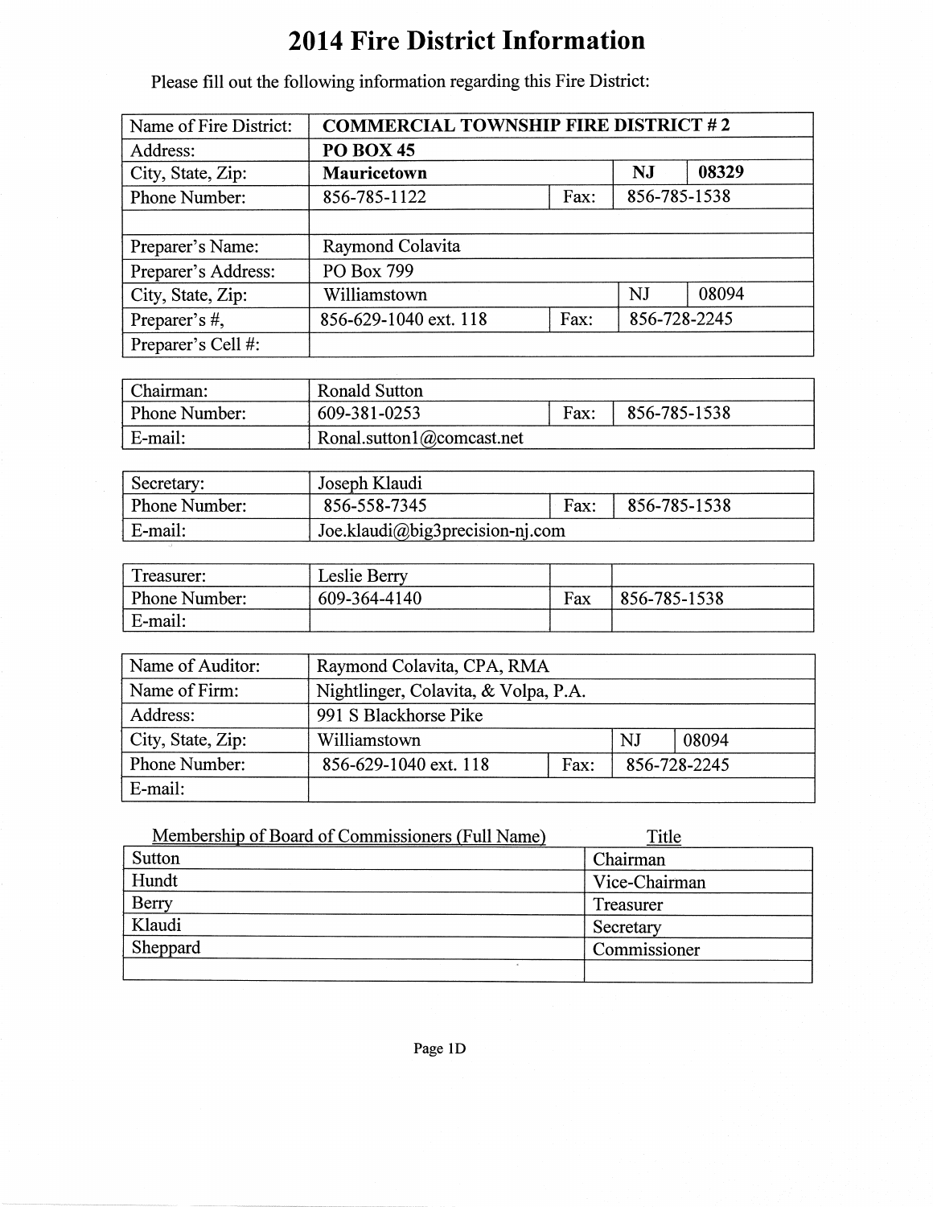# 2014 Fire District Information

Please fill out the following information regarding this Fire District:

| Name of Fire District: | **COMMERCIAL TOWNSHIP FIRE DISTRICT # 2** | | |
|---|---|---|---|
| Address: | **PO BOX 45** | | |
| City, State, Zip: | **Mauricetown** | **NJ** | **08329** |
| Phone Number: | 856-785-1122 | Fax: | 856-785-1538 |
| | | | |
| Preparer's Name: | Raymond Colavita | | |
| Preparer's Address: | PO Box 799 | | |
| City, State, Zip: | Williamstown | NJ | 08094 |
| Preparer's #, | 856-629-1040 ext. 118 | Fax: | 856-728-2245 |
| Preparer's Cell #: | | | |

| Chairman: | Ronald Sutton | | |
|---|---|---|---|
| Phone Number: | 609-381-0253 | Fax: | 856-785-1538 |
| E-mail: | Ronal.sutton1@comcast.net | | |

| Secretary: | Joseph Klaudi | | |
|---|---|---|---|
| Phone Number: | 856-558-7345 | Fax: | 856-785-1538 |
| E-mail: | Joe.klaudi@big3precision-nj.com | | |

| Treasurer: | Leslie Berry | | |
|---|---|---|---|
| Phone Number: | 609-364-4140 | Fax | 856-785-1538 |
| E-mail: | | | |

| Name of Auditor: | Raymond Colavita, CPA, RMA | | |
|---|---|---|---|
| Name of Firm: | Nightlinger, Colavita, & Volpa, P.A. | | |
| Address: | 991 S Blackhorse Pike | | |
| City, State, Zip: | Williamstown | NJ | 08094 |
| Phone Number: | 856-629-1040 ext. 118 | Fax: | 856-728-2245 |
| E-mail: | | | |

| Membership of Board of Commissioners (Full Name) | Title |
|---|---|
| Sutton | Chairman |
| Hundt | Vice-Chairman |
| Berry | Treasurer |
| Klaudi | Secretary |
| Sheppard | Commissioner |
| | |

Page 1D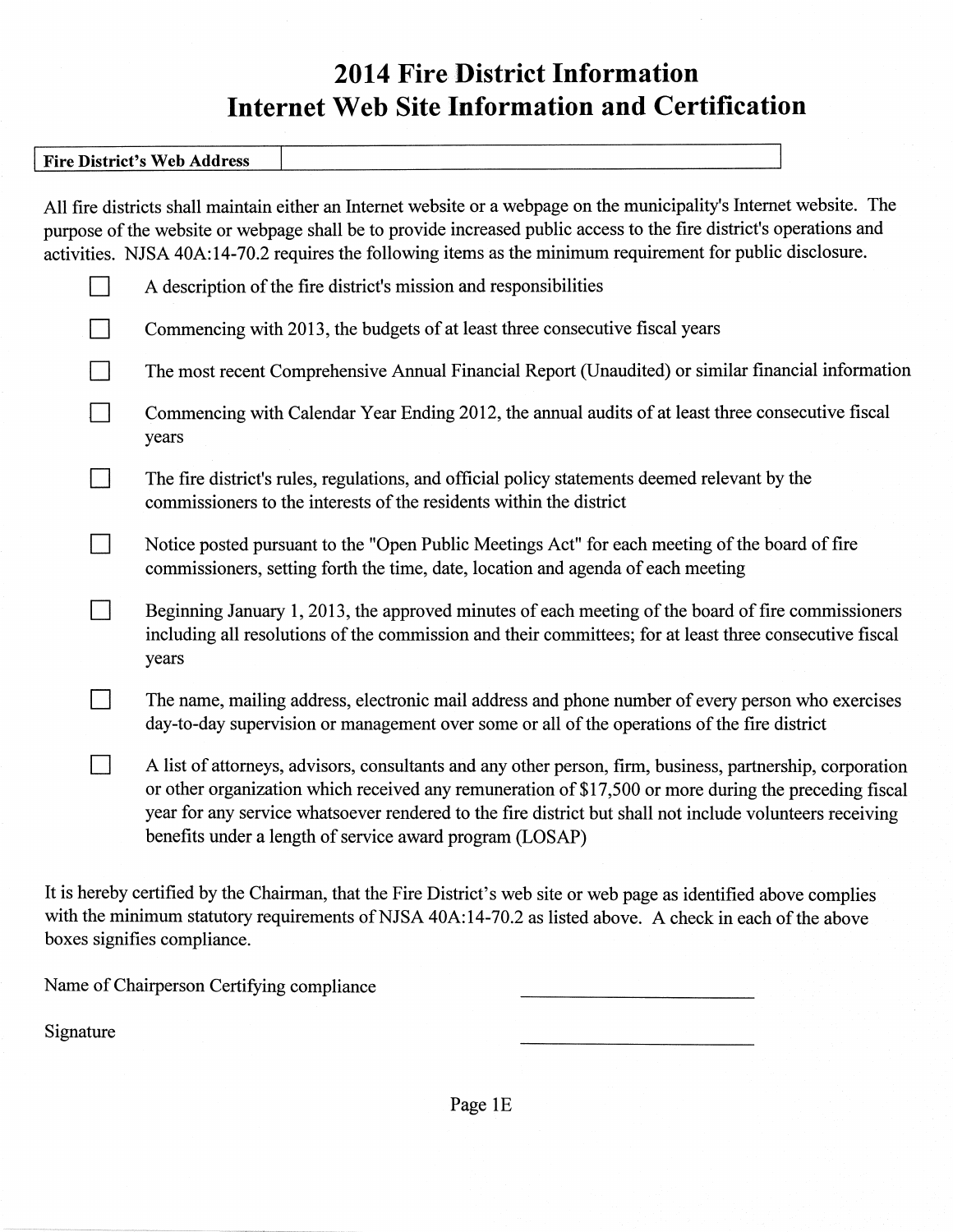# 2014 Fire District Information
# Internet Web Site Information and Certification

| Fire District's Web Address | |
|---|---|

All fire districts shall maintain either an Internet website or a webpage on the municipality's Internet website. The purpose of the website or webpage shall be to provide increased public access to the fire district's operations and activities. NJSA 40A:14-70.2 requires the following items as the minimum requirement for public disclosure.

- ☐ A description of the fire district's mission and responsibilities
- ☐ Commencing with 2013, the budgets of at least three consecutive fiscal years
- ☐ The most recent Comprehensive Annual Financial Report (Unaudited) or similar financial information
- ☐ Commencing with Calendar Year Ending 2012, the annual audits of at least three consecutive fiscal years
- ☐ The fire district's rules, regulations, and official policy statements deemed relevant by the commissioners to the interests of the residents within the district
- ☐ Notice posted pursuant to the "Open Public Meetings Act" for each meeting of the board of fire commissioners, setting forth the time, date, location and agenda of each meeting
- ☐ Beginning January 1, 2013, the approved minutes of each meeting of the board of fire commissioners including all resolutions of the commission and their committees; for at least three consecutive fiscal years
- ☐ The name, mailing address, electronic mail address and phone number of every person who exercises day-to-day supervision or management over some or all of the operations of the fire district
- ☐ A list of attorneys, advisors, consultants and any other person, firm, business, partnership, corporation or other organization which received any remuneration of $17,500 or more during the preceding fiscal year for any service whatsoever rendered to the fire district but shall not include volunteers receiving benefits under a length of service award program (LOSAP)

It is hereby certified by the Chairman, that the Fire District's web site or web page as identified above complies with the minimum statutory requirements of NJSA 40A:14-70.2 as listed above. A check in each of the above boxes signifies compliance.

Name of Chairperson Certifying compliance \_\_\_\_\_\_\_\_\_\_\_\_\_\_\_\_\_\_\_\_\_\_\_\_

Signature \_\_\_\_\_\_\_\_\_\_\_\_\_\_\_\_\_\_\_\_\_\_\_\_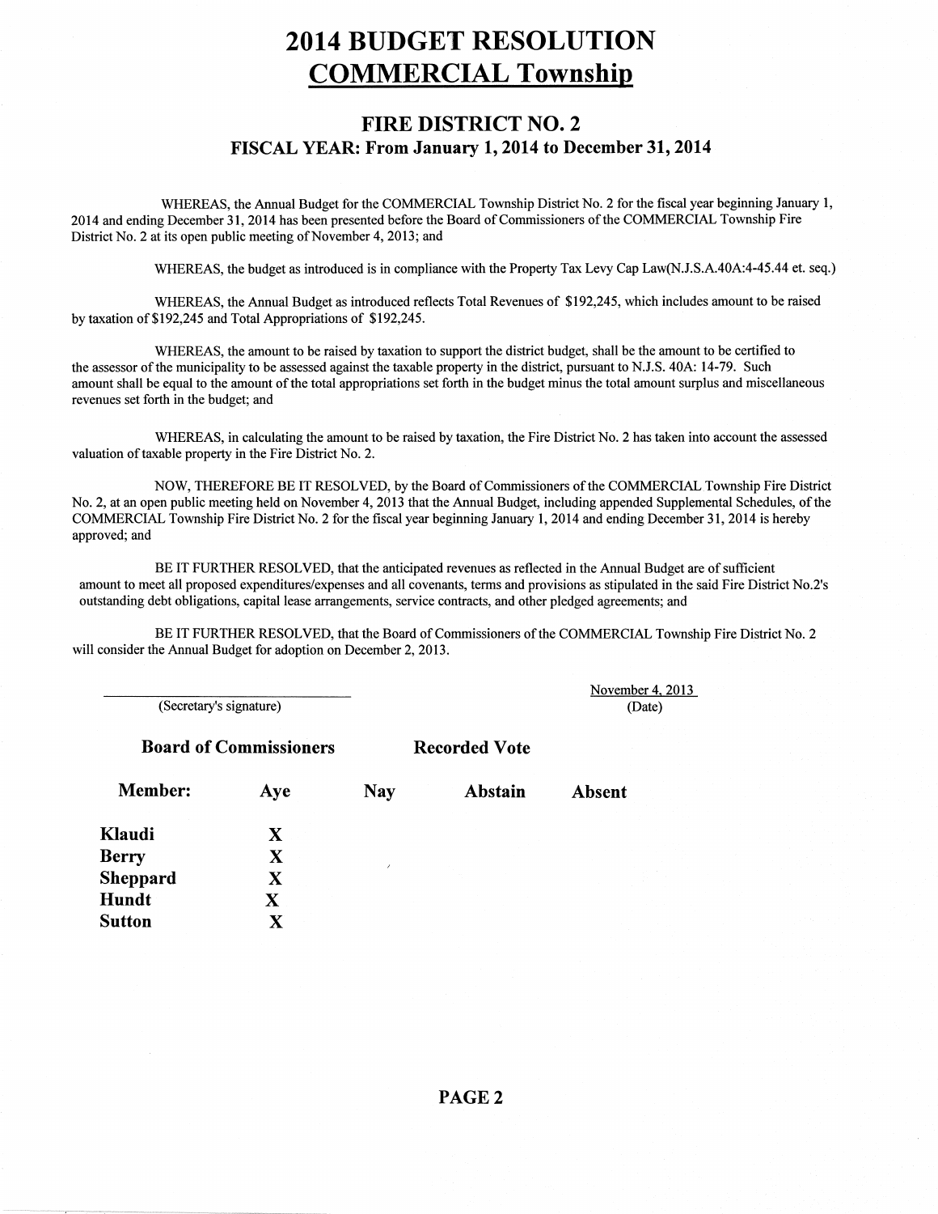# 2014 BUDGET RESOLUTION
# COMMERCIAL Township

## FIRE DISTRICT NO. 2
### FISCAL YEAR: From January 1, 2014 to December 31, 2014

WHEREAS, the Annual Budget for the COMMERCIAL Township District No. 2 for the fiscal year beginning January 1, 2014 and ending December 31, 2014 has been presented before the Board of Commissioners of the COMMERCIAL Township Fire District No. 2 at its open public meeting of November 4, 2013; and

WHEREAS, the budget as introduced is in compliance with the Property Tax Levy Cap Law(N.J.S.A.40A:4-45.44 et. seq.)

WHEREAS, the Annual Budget as introduced reflects Total Revenues of $192,245, which includes amount to be raised by taxation of $192,245 and Total Appropriations of $192,245.

WHEREAS, the amount to be raised by taxation to support the district budget, shall be the amount to be certified to the assessor of the municipality to be assessed against the taxable property in the district, pursuant to N.J.S. 40A: 14-79. Such amount shall be equal to the amount of the total appropriations set forth in the budget minus the total amount surplus and miscellaneous revenues set forth in the budget; and

WHEREAS, in calculating the amount to be raised by taxation, the Fire District No. 2 has taken into account the assessed valuation of taxable property in the Fire District No. 2.

NOW, THEREFORE BE IT RESOLVED, by the Board of Commissioners of the COMMERCIAL Township Fire District No. 2, at an open public meeting held on November 4, 2013 that the Annual Budget, including appended Supplemental Schedules, of the COMMERCIAL Township Fire District No. 2 for the fiscal year beginning January 1, 2014 and ending December 31, 2014 is hereby approved; and

BE IT FURTHER RESOLVED, that the anticipated revenues as reflected in the Annual Budget are of sufficient amount to meet all proposed expenditures/expenses and all covenants, terms and provisions as stipulated in the said Fire District No.2's outstanding debt obligations, capital lease arrangements, service contracts, and other pledged agreements; and

BE IT FURTHER RESOLVED, that the Board of Commissioners of the COMMERCIAL Township Fire District No. 2 will consider the Annual Budget for adoption on December 2, 2013.

_______________________________
(Secretary's signature)

November 4, 2013
(Date)

**Board of Commissioners** **Recorded Vote**

| Member: | Aye | Nay | Abstain | Absent |
|---|---|---|---|---|
| Klaudi | X | | | |
| Berry | X | | | |
| Sheppard | X | | | |
| Hundt | X | | | |
| Sutton | X | | | |